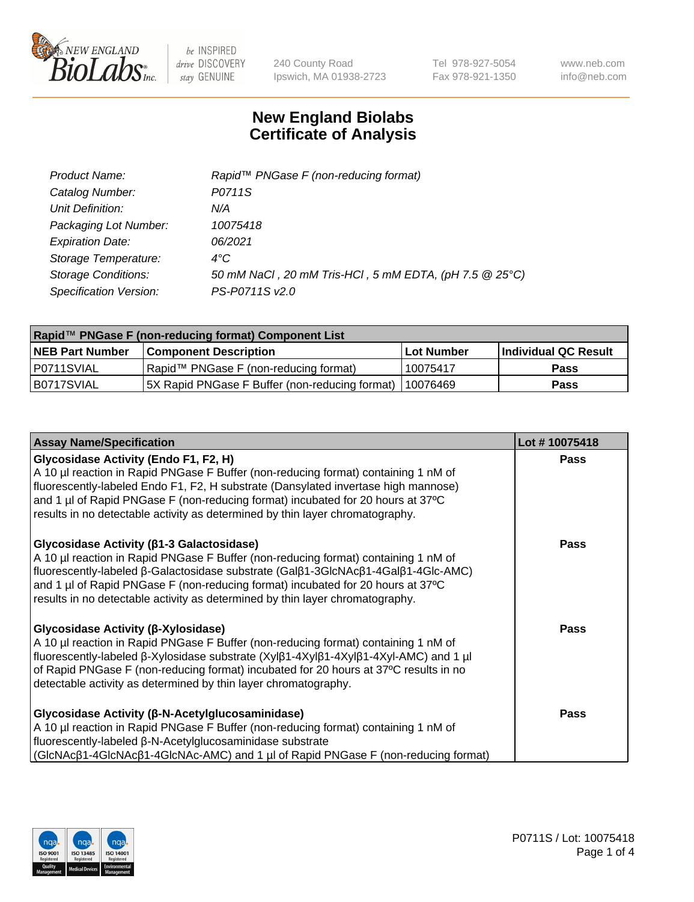# New England Biolabs Certificate of Analysis

| | |
|---|---|
| *Product Name:* | *Rapid™ PNGase F (non-reducing format)* |
| *Catalog Number:* | *P0711S* |
| *Unit Definition:* | *N/A* |
| *Packaging Lot Number:* | *10075418* |
| *Expiration Date:* | *06/2021* |
| *Storage Temperature:* | *4°C* |
| *Storage Conditions:* | *50 mM NaCl , 20 mM Tris-HCl , 5 mM EDTA, (pH 7.5 @ 25°C)* |
| *Specification Version:* | *PS-P0711S v2.0* |

| Rapid™ PNGase F (non-reducing format) Component List | | | |
|---|---|---|---|
| **NEB Part Number** | **Component Description** | **Lot Number** | **Individual QC Result** |
| P0711SVIAL | Rapid™ PNGase F (non-reducing format) | 10075417 | **Pass** |
| B0717SVIAL | 5X Rapid PNGase F Buffer (non-reducing format) | 10076469 | **Pass** |

| Assay Name/Specification | Lot # 10075418 |
|---|---|
| **Glycosidase Activity (Endo F1, F2, H)** A 10 µl reaction in Rapid PNGase F Buffer (non-reducing format) containing 1 nM of fluorescently-labeled Endo F1, F2, H substrate (Dansylated invertase high mannose) and 1 µl of Rapid PNGase F (non-reducing format) incubated for 20 hours at 37ºC results in no detectable activity as determined by thin layer chromatography. | **Pass** |
| **Glycosidase Activity (β1-3 Galactosidase)** A 10 µl reaction in Rapid PNGase F Buffer (non-reducing format) containing 1 nM of fluorescently-labeled β-Galactosidase substrate (Galβ1-3GlcNAcβ1-4Galβ1-4Glc-AMC) and 1 µl of Rapid PNGase F (non-reducing format) incubated for 20 hours at 37ºC results in no detectable activity as determined by thin layer chromatography. | **Pass** |
| **Glycosidase Activity (β-Xylosidase)** A 10 µl reaction in Rapid PNGase F Buffer (non-reducing format) containing 1 nM of fluorescently-labeled β-Xylosidase substrate (Xylβ1-4Xylβ1-4Xylβ1-4Xyl-AMC) and 1 µl of Rapid PNGase F (non-reducing format) incubated for 20 hours at 37ºC results in no detectable activity as determined by thin layer chromatography. | **Pass** |
| **Glycosidase Activity (β-N-Acetylglucosaminidase)** A 10 µl reaction in Rapid PNGase F Buffer (non-reducing format) containing 1 nM of fluorescently-labeled β-N-Acetylglucosaminidase substrate (GlcNAcβ1-4GlcNAcβ1-4GlcNAc-AMC) and 1 µl of Rapid PNGase F (non-reducing format) | **Pass** |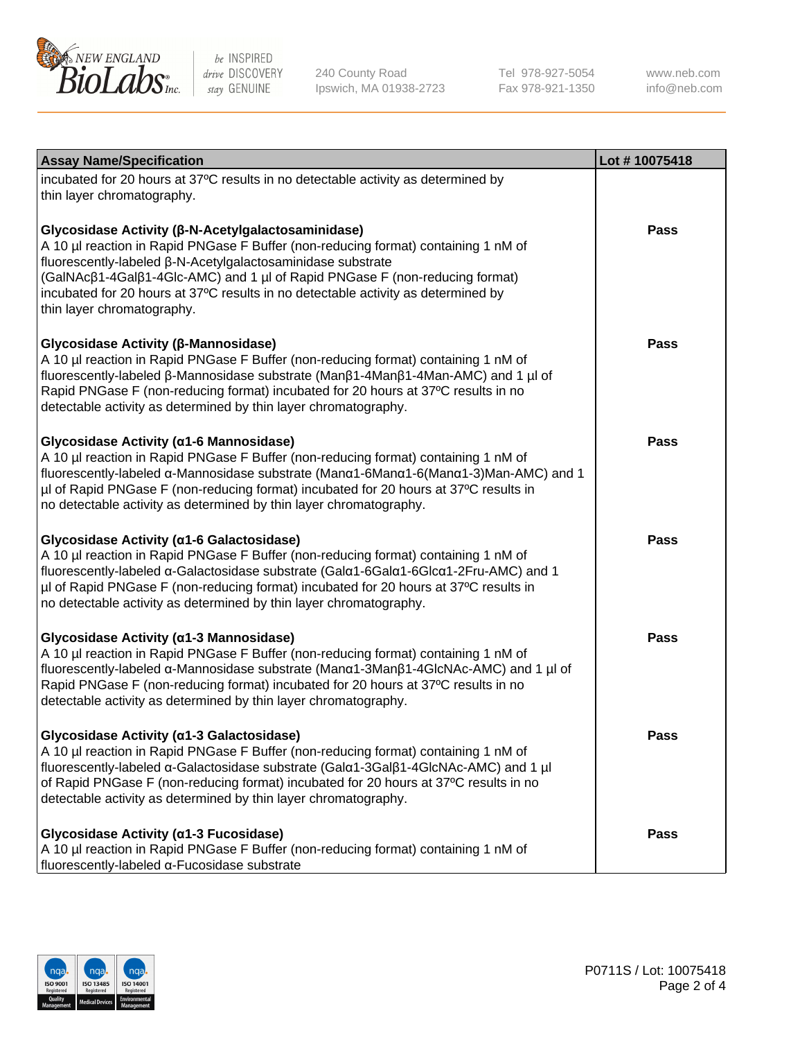| Assay Name/Specification | Lot # 10075418 |
| --- | --- |
| incubated for 20 hours at 37ºC results in no detectable activity as determined by thin layer chromatography. | |
| **Glycosidase Activity (β-N-Acetylgalactosaminidase)**<br>A 10 µl reaction in Rapid PNGase F Buffer (non-reducing format) containing 1 nM of fluorescently-labeled β-N-Acetylgalactosaminidase substrate (GalNAcβ1-4Galβ1-4Glc-AMC) and 1 µl of Rapid PNGase F (non-reducing format) incubated for 20 hours at 37ºC results in no detectable activity as determined by thin layer chromatography. | Pass |
| **Glycosidase Activity (β-Mannosidase)**<br>A 10 µl reaction in Rapid PNGase F Buffer (non-reducing format) containing 1 nM of fluorescently-labeled β-Mannosidase substrate (Manβ1-4Manβ1-4Man-AMC) and 1 µl of Rapid PNGase F (non-reducing format) incubated for 20 hours at 37ºC results in no detectable activity as determined by thin layer chromatography. | Pass |
| **Glycosidase Activity (α1-6 Mannosidase)**<br>A 10 µl reaction in Rapid PNGase F Buffer (non-reducing format) containing 1 nM of fluorescently-labeled α-Mannosidase substrate (Manα1-6Manα1-6(Manα1-3)Man-AMC) and 1 µl of Rapid PNGase F (non-reducing format) incubated for 20 hours at 37ºC results in no detectable activity as determined by thin layer chromatography. | Pass |
| **Glycosidase Activity (α1-6 Galactosidase)**<br>A 10 µl reaction in Rapid PNGase F Buffer (non-reducing format) containing 1 nM of fluorescently-labeled α-Galactosidase substrate (Galα1-6Galα1-6Glcα1-2Fru-AMC) and 1 µl of Rapid PNGase F (non-reducing format) incubated for 20 hours at 37ºC results in no detectable activity as determined by thin layer chromatography. | Pass |
| **Glycosidase Activity (α1-3 Mannosidase)**<br>A 10 µl reaction in Rapid PNGase F Buffer (non-reducing format) containing 1 nM of fluorescently-labeled α-Mannosidase substrate (Manα1-3Manβ1-4GlcNAc-AMC) and 1 µl of Rapid PNGase F (non-reducing format) incubated for 20 hours at 37ºC results in no detectable activity as determined by thin layer chromatography. | Pass |
| **Glycosidase Activity (α1-3 Galactosidase)**<br>A 10 µl reaction in Rapid PNGase F Buffer (non-reducing format) containing 1 nM of fluorescently-labeled α-Galactosidase substrate (Galα1-3Galβ1-4GlcNAc-AMC) and 1 µl of Rapid PNGase F (non-reducing format) incubated for 20 hours at 37ºC results in no detectable activity as determined by thin layer chromatography. | Pass |
| **Glycosidase Activity (α1-3 Fucosidase)**<br>A 10 µl reaction in Rapid PNGase F Buffer (non-reducing format) containing 1 nM of fluorescently-labeled α-Fucosidase substrate | Pass |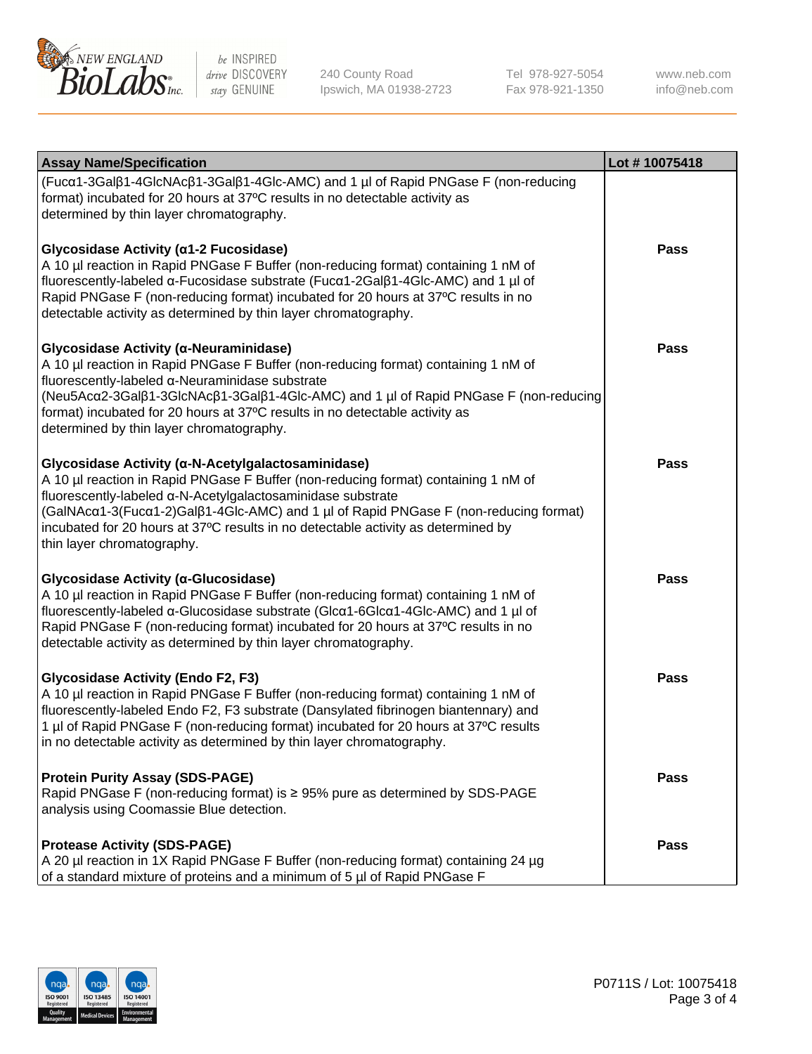| Assay Name/Specification | Lot # 10075418 |
| --- | --- |
| (Fucα1-3Galβ1-4GlcNAcβ1-3Galβ1-4Glc-AMC) and 1 µl of Rapid PNGase F (non-reducing format) incubated for 20 hours at 37ºC results in no detectable activity as determined by thin layer chromatography. | |
| **Glycosidase Activity (α1-2 Fucosidase)**<br>A 10 µl reaction in Rapid PNGase F Buffer (non-reducing format) containing 1 nM of fluorescently-labeled α-Fucosidase substrate (Fucα1-2Galβ1-4Glc-AMC) and 1 µl of Rapid PNGase F (non-reducing format) incubated for 20 hours at 37ºC results in no detectable activity as determined by thin layer chromatography. | **Pass** |
| **Glycosidase Activity (α-Neuraminidase)**<br>A 10 µl reaction in Rapid PNGase F Buffer (non-reducing format) containing 1 nM of fluorescently-labeled α-Neuraminidase substrate (Neu5Acα2-3Galβ1-3GlcNAcβ1-3Galβ1-4Glc-AMC) and 1 µl of Rapid PNGase F (non-reducing format) incubated for 20 hours at 37ºC results in no detectable activity as determined by thin layer chromatography. | **Pass** |
| **Glycosidase Activity (α-N-Acetylgalactosaminidase)**<br>A 10 µl reaction in Rapid PNGase F Buffer (non-reducing format) containing 1 nM of fluorescently-labeled α-N-Acetylgalactosaminidase substrate (GalNAcα1-3(Fucα1-2)Galβ1-4Glc-AMC) and 1 µl of Rapid PNGase F (non-reducing format) incubated for 20 hours at 37ºC results in no detectable activity as determined by thin layer chromatography. | **Pass** |
| **Glycosidase Activity (α-Glucosidase)**<br>A 10 µl reaction in Rapid PNGase F Buffer (non-reducing format) containing 1 nM of fluorescently-labeled α-Glucosidase substrate (Glcα1-6Glcα1-4Glc-AMC) and 1 µl of Rapid PNGase F (non-reducing format) incubated for 20 hours at 37ºC results in no detectable activity as determined by thin layer chromatography. | **Pass** |
| **Glycosidase Activity (Endo F2, F3)**<br>A 10 µl reaction in Rapid PNGase F Buffer (non-reducing format) containing 1 nM of fluorescently-labeled Endo F2, F3 substrate (Dansylated fibrinogen biantennary) and 1 µl of Rapid PNGase F (non-reducing format) incubated for 20 hours at 37ºC results in no detectable activity as determined by thin layer chromatography. | **Pass** |
| **Protein Purity Assay (SDS-PAGE)**<br>Rapid PNGase F (non-reducing format) is ≥ 95% pure as determined by SDS-PAGE analysis using Coomassie Blue detection. | **Pass** |
| **Protease Activity (SDS-PAGE)**<br>A 20 µl reaction in 1X Rapid PNGase F Buffer (non-reducing format) containing 24 µg of a standard mixture of proteins and a minimum of 5 µl of Rapid PNGase F | **Pass** |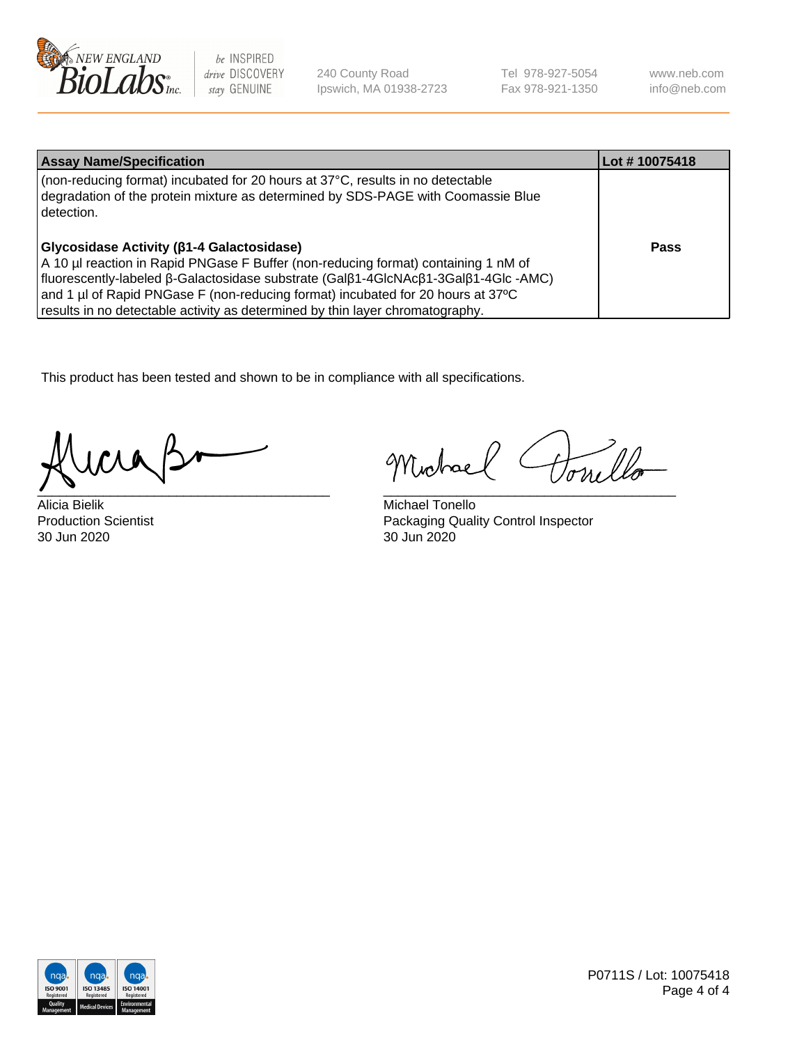| Assay Name/Specification | Lot # 10075418 |
| --- | --- |
| (non-reducing format) incubated for 20 hours at 37°C, results in no detectable degradation of the protein mixture as determined by SDS-PAGE with Coomassie Blue detection. | |
| **Glycosidase Activity (β1-4 Galactosidase)** A 10 µl reaction in Rapid PNGase F Buffer (non-reducing format) containing 1 nM of fluorescently-labeled β-Galactosidase substrate (Galβ1-4GlcNAcβ1-3Galβ1-4Glc -AMC) and 1 µl of Rapid PNGase F (non-reducing format) incubated for 20 hours at 37ºC results in no detectable activity as determined by thin layer chromatography. | **Pass** |

This product has been tested and shown to be in compliance with all specifications.

Alicia Bielik
Production Scientist
30 Jun 2020

Michael Tonello
Packaging Quality Control Inspector
30 Jun 2020

P0711S / Lot: 10075418